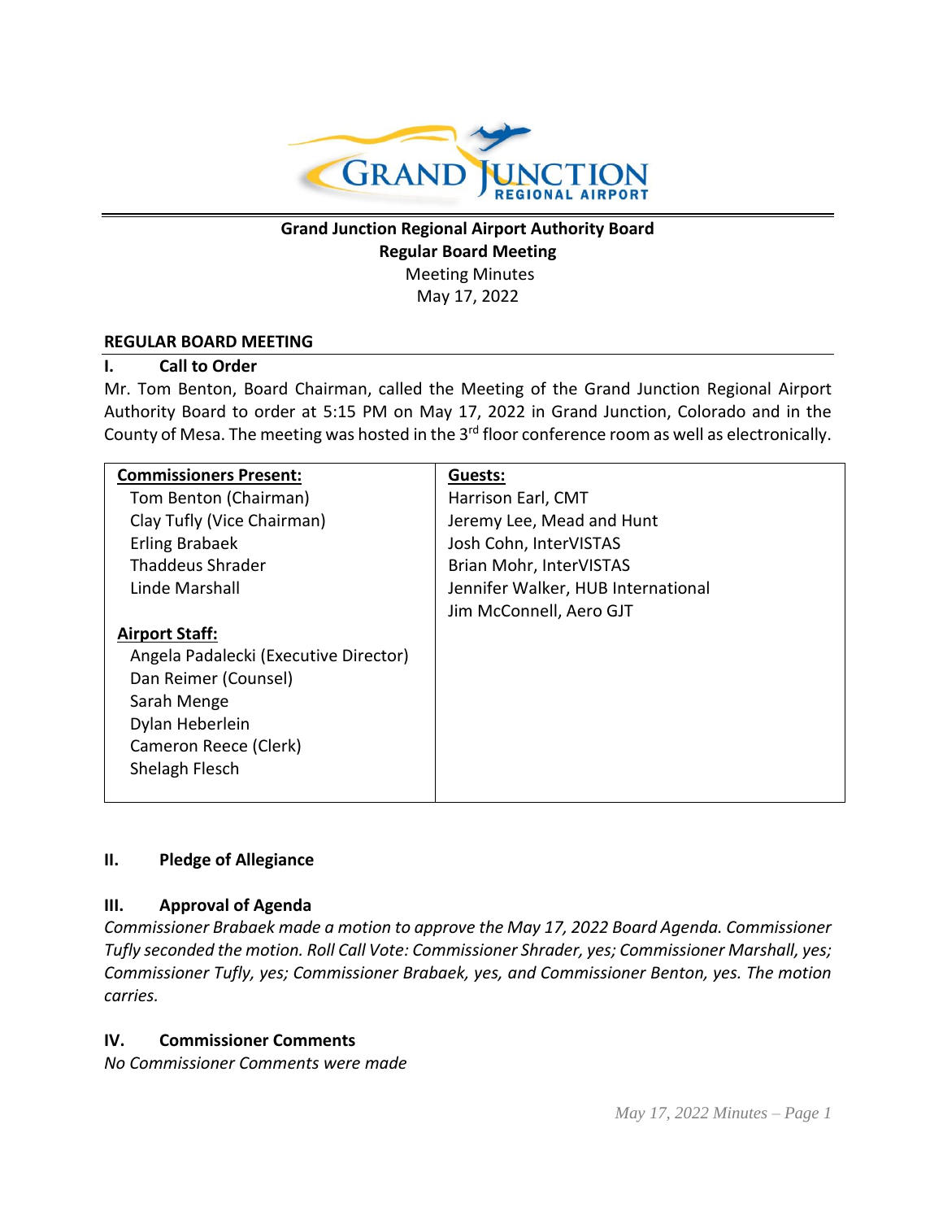# Grand Junction Regional Airport Authority Board
## Regular Board Meeting
Meeting Minutes
May 17, 2022

## REGULAR BOARD MEETING

### I. Call to Order

Mr. Tom Benton, Board Chairman, called the Meeting of the Grand Junction Regional Airport Authority Board to order at 5:15 PM on May 17, 2022 in Grand Junction, Colorado and in the County of Mesa. The meeting was hosted in the 3rd floor conference room as well as electronically.

| Commissioners Present: | Guests: |
| --- | --- |
| Tom Benton (Chairman) | Harrison Earl, CMT |
| Clay Tufly (Vice Chairman) | Jeremy Lee, Mead and Hunt |
| Erling Brabaek | Josh Cohn, InterVISTAS |
| Thaddeus Shrader | Brian Mohr, InterVISTAS |
| Linde Marshall | Jennifer Walker, HUB International |
| | Jim McConnell, Aero GJT |
| **Airport Staff:** | |
| Angela Padalecki (Executive Director) | |
| Dan Reimer (Counsel) | |
| Sarah Menge | |
| Dylan Heberlein | |
| Cameron Reece (Clerk) | |
| Shelagh Flesch | |

### II. Pledge of Allegiance

### III. Approval of Agenda

*Commissioner Brabaek made a motion to approve the May 17, 2022 Board Agenda. Commissioner Tufly seconded the motion. Roll Call Vote: Commissioner Shrader, yes; Commissioner Marshall, yes; Commissioner Tufly, yes; Commissioner Brabaek, yes, and Commissioner Benton, yes. The motion carries.*

### IV. Commissioner Comments

*No Commissioner Comments were made*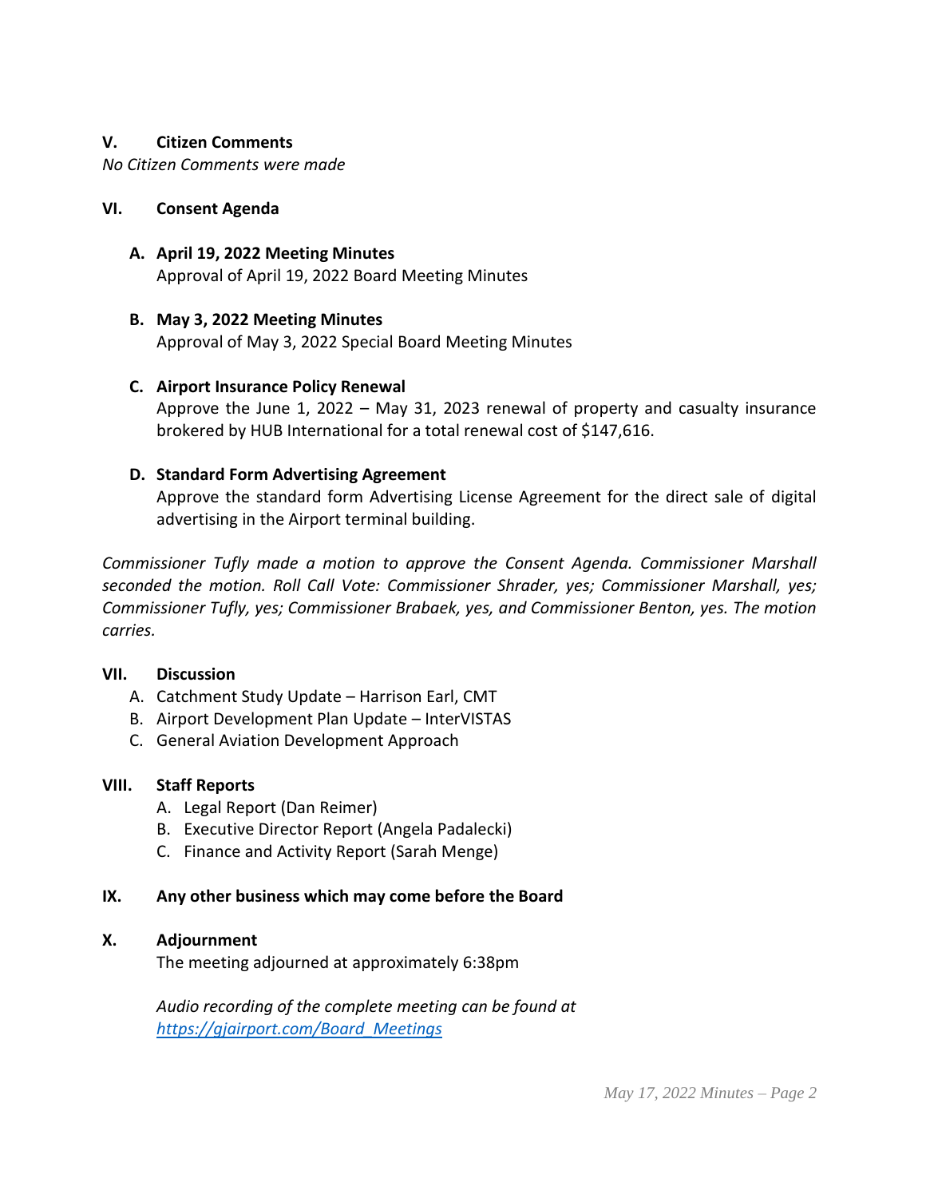## V. Citizen Comments

*No Citizen Comments were made*

## VI. Consent Agenda

**A. April 19, 2022 Meeting Minutes**

Approval of April 19, 2022 Board Meeting Minutes

**B. May 3, 2022 Meeting Minutes**

Approval of May 3, 2022 Special Board Meeting Minutes

**C. Airport Insurance Policy Renewal**

Approve the June 1, 2022 – May 31, 2023 renewal of property and casualty insurance brokered by HUB International for a total renewal cost of $147,616.

**D. Standard Form Advertising Agreement**

Approve the standard form Advertising License Agreement for the direct sale of digital advertising in the Airport terminal building.

*Commissioner Tufly made a motion to approve the Consent Agenda. Commissioner Marshall seconded the motion. Roll Call Vote: Commissioner Shrader, yes; Commissioner Marshall, yes; Commissioner Tufly, yes; Commissioner Brabaek, yes, and Commissioner Benton, yes. The motion carries.*

## VII. Discussion

A. Catchment Study Update – Harrison Earl, CMT
B. Airport Development Plan Update – InterVISTAS
C. General Aviation Development Approach

## VIII. Staff Reports

A. Legal Report (Dan Reimer)
B. Executive Director Report (Angela Padalecki)
C. Finance and Activity Report (Sarah Menge)

## IX. Any other business which may come before the Board

## X. Adjournment

The meeting adjourned at approximately 6:38pm

*Audio recording of the complete meeting can be found at [https://gjairport.com/Board_Meetings](https://gjairport.com/Board_Meetings)*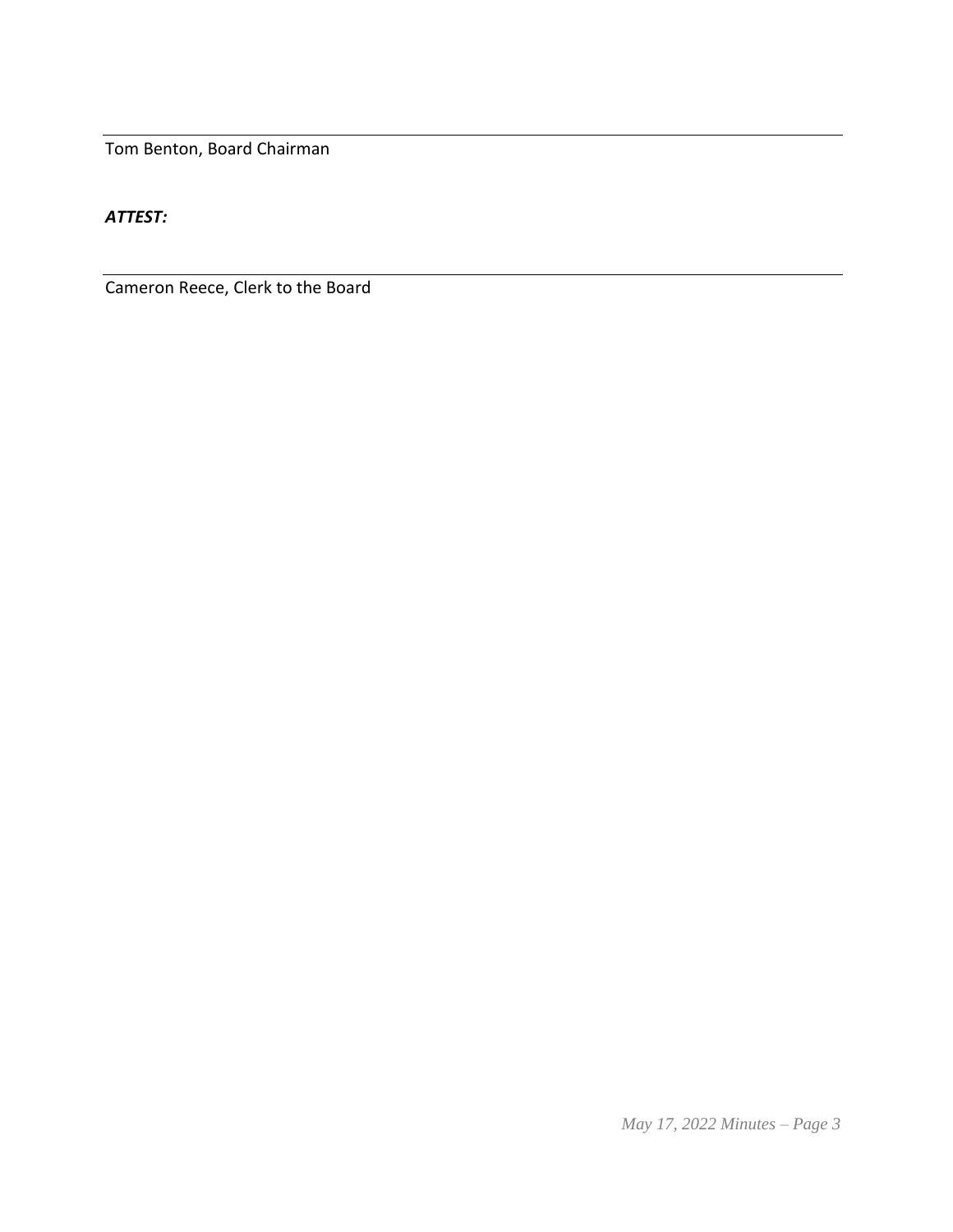Tom Benton, Board Chairman

***ATTEST:***

Cameron Reece, Clerk to the Board